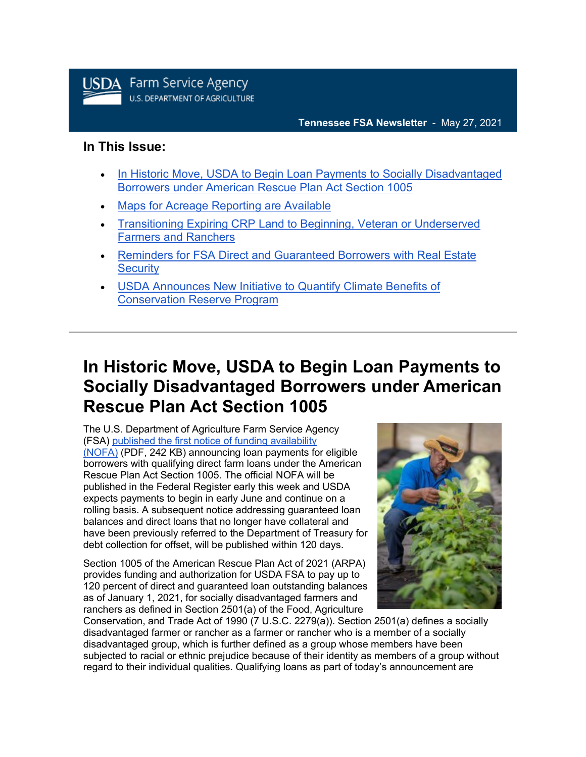**USDA** Farm Service Agency
U.S. DEPARTMENT OF AGRICULTURE

**Tennessee FSA Newsletter** - May 27, 2021

### In This Issue:

- [In Historic Move, USDA to Begin Loan Payments to Socially Disadvantaged Borrowers under American Rescue Plan Act Section 1005]
- [Maps for Acreage Reporting are Available]
- [Transitioning Expiring CRP Land to Beginning, Veteran or Underserved Farmers and Ranchers]
- [Reminders for FSA Direct and Guaranteed Borrowers with Real Estate Security]
- [USDA Announces New Initiative to Quantify Climate Benefits of Conservation Reserve Program]

---

# In Historic Move, USDA to Begin Loan Payments to Socially Disadvantaged Borrowers under American Rescue Plan Act Section 1005

The U.S. Department of Agriculture Farm Service Agency (FSA) published the first notice of funding availability (NOFA) (PDF, 242 KB) announcing loan payments for eligible borrowers with qualifying direct farm loans under the American Rescue Plan Act Section 1005. The official NOFA will be published in the Federal Register early this week and USDA expects payments to begin in early June and continue on a rolling basis. A subsequent notice addressing guaranteed loan balances and direct loans that no longer have collateral and have been previously referred to the Department of Treasury for debt collection for offset, will be published within 120 days.

Section 1005 of the American Rescue Plan Act of 2021 (ARPA) provides funding and authorization for USDA FSA to pay up to 120 percent of direct and guaranteed loan outstanding balances as of January 1, 2021, for socially disadvantaged farmers and ranchers as defined in Section 2501(a) of the Food, Agriculture Conservation, and Trade Act of 1990 (7 U.S.C. 2279(a)). Section 2501(a) defines a socially disadvantaged farmer or rancher as a farmer or rancher who is a member of a socially disadvantaged group, which is further defined as a group whose members have been subjected to racial or ethnic prejudice because of their identity as members of a group without regard to their individual qualities. Qualifying loans as part of today's announcement are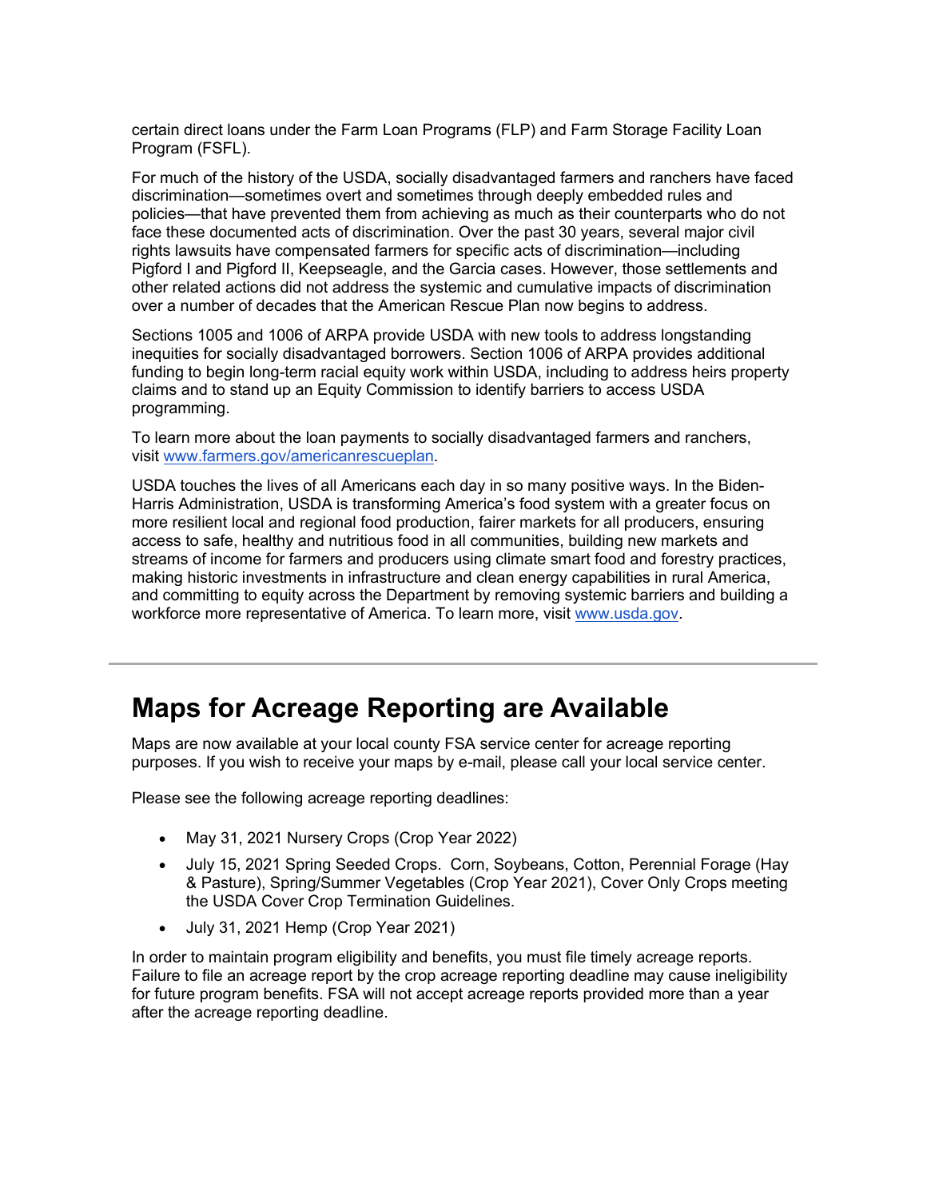certain direct loans under the Farm Loan Programs (FLP) and Farm Storage Facility Loan Program (FSFL).

For much of the history of the USDA, socially disadvantaged farmers and ranchers have faced discrimination—sometimes overt and sometimes through deeply embedded rules and policies—that have prevented them from achieving as much as their counterparts who do not face these documented acts of discrimination. Over the past 30 years, several major civil rights lawsuits have compensated farmers for specific acts of discrimination—including Pigford I and Pigford II, Keepseagle, and the Garcia cases. However, those settlements and other related actions did not address the systemic and cumulative impacts of discrimination over a number of decades that the American Rescue Plan now begins to address.

Sections 1005 and 1006 of ARPA provide USDA with new tools to address longstanding inequities for socially disadvantaged borrowers. Section 1006 of ARPA provides additional funding to begin long-term racial equity work within USDA, including to address heirs property claims and to stand up an Equity Commission to identify barriers to access USDA programming.

To learn more about the loan payments to socially disadvantaged farmers and ranchers, visit [www.farmers.gov/americanrescueplan](www.farmers.gov/americanrescueplan).

USDA touches the lives of all Americans each day in so many positive ways. In the Biden-Harris Administration, USDA is transforming America's food system with a greater focus on more resilient local and regional food production, fairer markets for all producers, ensuring access to safe, healthy and nutritious food in all communities, building new markets and streams of income for farmers and producers using climate smart food and forestry practices, making historic investments in infrastructure and clean energy capabilities in rural America, and committing to equity across the Department by removing systemic barriers and building a workforce more representative of America. To learn more, visit [www.usda.gov](www.usda.gov).

---

# Maps for Acreage Reporting are Available

Maps are now available at your local county FSA service center for acreage reporting purposes. If you wish to receive your maps by e-mail, please call your local service center.

Please see the following acreage reporting deadlines:

- May 31, 2021 Nursery Crops (Crop Year 2022)
- July 15, 2021 Spring Seeded Crops. Corn, Soybeans, Cotton, Perennial Forage (Hay & Pasture), Spring/Summer Vegetables (Crop Year 2021), Cover Only Crops meeting the USDA Cover Crop Termination Guidelines.
- July 31, 2021 Hemp (Crop Year 2021)

In order to maintain program eligibility and benefits, you must file timely acreage reports. Failure to file an acreage report by the crop acreage reporting deadline may cause ineligibility for future program benefits. FSA will not accept acreage reports provided more than a year after the acreage reporting deadline.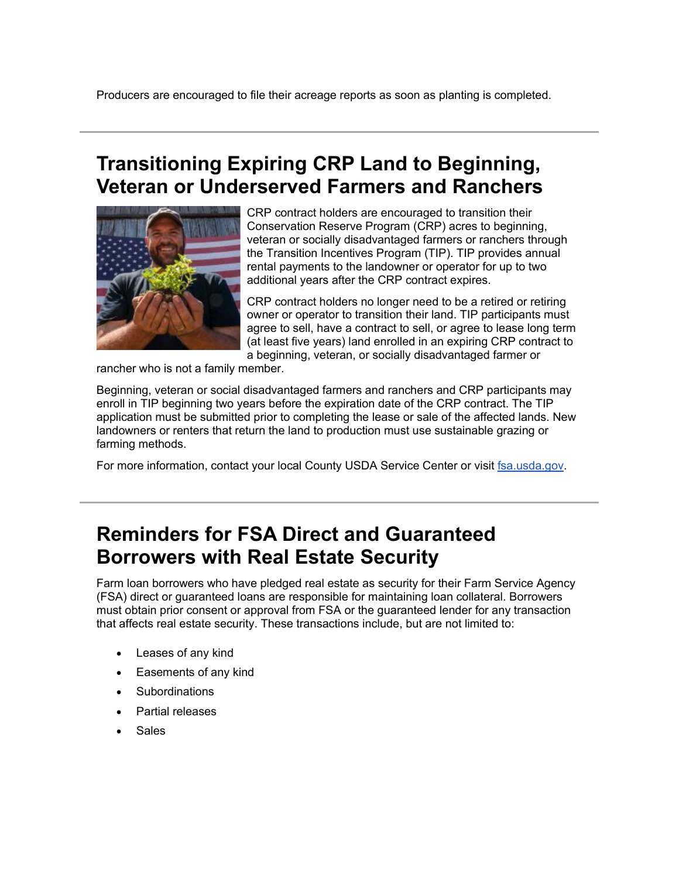Producers are encouraged to file their acreage reports as soon as planting is completed.

---

## Transitioning Expiring CRP Land to Beginning, Veteran or Underserved Farmers and Ranchers

CRP contract holders are encouraged to transition their Conservation Reserve Program (CRP) acres to beginning, veteran or socially disadvantaged farmers or ranchers through the Transition Incentives Program (TIP). TIP provides annual rental payments to the landowner or operator for up to two additional years after the CRP contract expires.

CRP contract holders no longer need to be a retired or retiring owner or operator to transition their land. TIP participants must agree to sell, have a contract to sell, or agree to lease long term (at least five years) land enrolled in an expiring CRP contract to a beginning, veteran, or socially disadvantaged farmer or rancher who is not a family member.

Beginning, veteran or social disadvantaged farmers and ranchers and CRP participants may enroll in TIP beginning two years before the expiration date of the CRP contract. The TIP application must be submitted prior to completing the lease or sale of the affected lands. New landowners or renters that return the land to production must use sustainable grazing or farming methods.

For more information, contact your local County USDA Service Center or visit [fsa.usda.gov](https://fsa.usda.gov).

---

## Reminders for FSA Direct and Guaranteed Borrowers with Real Estate Security

Farm loan borrowers who have pledged real estate as security for their Farm Service Agency (FSA) direct or guaranteed loans are responsible for maintaining loan collateral. Borrowers must obtain prior consent or approval from FSA or the guaranteed lender for any transaction that affects real estate security. These transactions include, but are not limited to:

- Leases of any kind
- Easements of any kind
- Subordinations
- Partial releases
- Sales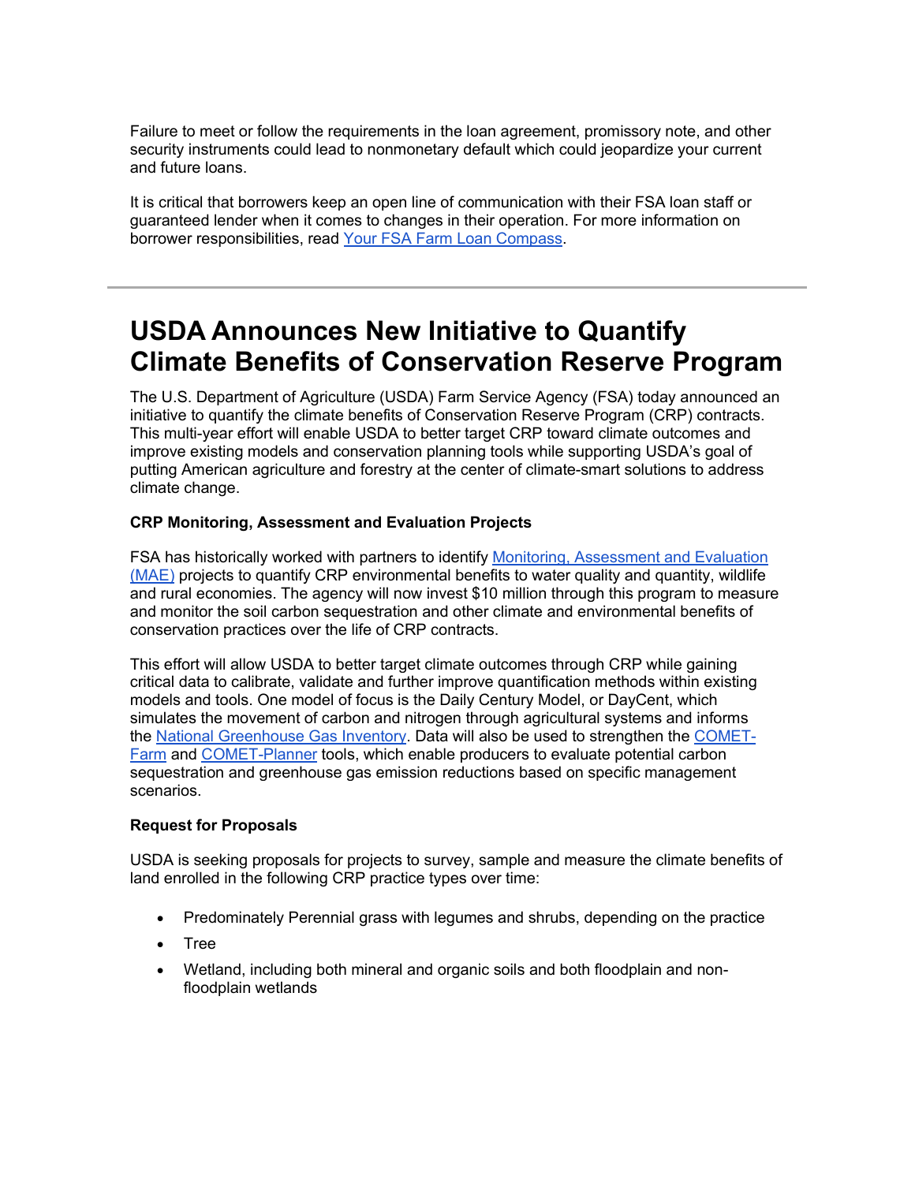Failure to meet or follow the requirements in the loan agreement, promissory note, and other security instruments could lead to nonmonetary default which could jeopardize your current and future loans.

It is critical that borrowers keep an open line of communication with their FSA loan staff or guaranteed lender when it comes to changes in their operation. For more information on borrower responsibilities, read [Your FSA Farm Loan Compass](#).

---

# USDA Announces New Initiative to Quantify Climate Benefits of Conservation Reserve Program

The U.S. Department of Agriculture (USDA) Farm Service Agency (FSA) today announced an initiative to quantify the climate benefits of Conservation Reserve Program (CRP) contracts. This multi-year effort will enable USDA to better target CRP toward climate outcomes and improve existing models and conservation planning tools while supporting USDA's goal of putting American agriculture and forestry at the center of climate-smart solutions to address climate change.

**CRP Monitoring, Assessment and Evaluation Projects**

FSA has historically worked with partners to identify [Monitoring, Assessment and Evaluation (MAE)](#) projects to quantify CRP environmental benefits to water quality and quantity, wildlife and rural economies. The agency will now invest $10 million through this program to measure and monitor the soil carbon sequestration and other climate and environmental benefits of conservation practices over the life of CRP contracts.

This effort will allow USDA to better target climate outcomes through CRP while gaining critical data to calibrate, validate and further improve quantification methods within existing models and tools. One model of focus is the Daily Century Model, or DayCent, which simulates the movement of carbon and nitrogen through agricultural systems and informs the [National Greenhouse Gas Inventory](#). Data will also be used to strengthen the [COMET-Farm](#) and [COMET-Planner](#) tools, which enable producers to evaluate potential carbon sequestration and greenhouse gas emission reductions based on specific management scenarios.

**Request for Proposals**

USDA is seeking proposals for projects to survey, sample and measure the climate benefits of land enrolled in the following CRP practice types over time:

- Predominately Perennial grass with legumes and shrubs, depending on the practice
- Tree
- Wetland, including both mineral and organic soils and both floodplain and non-floodplain wetlands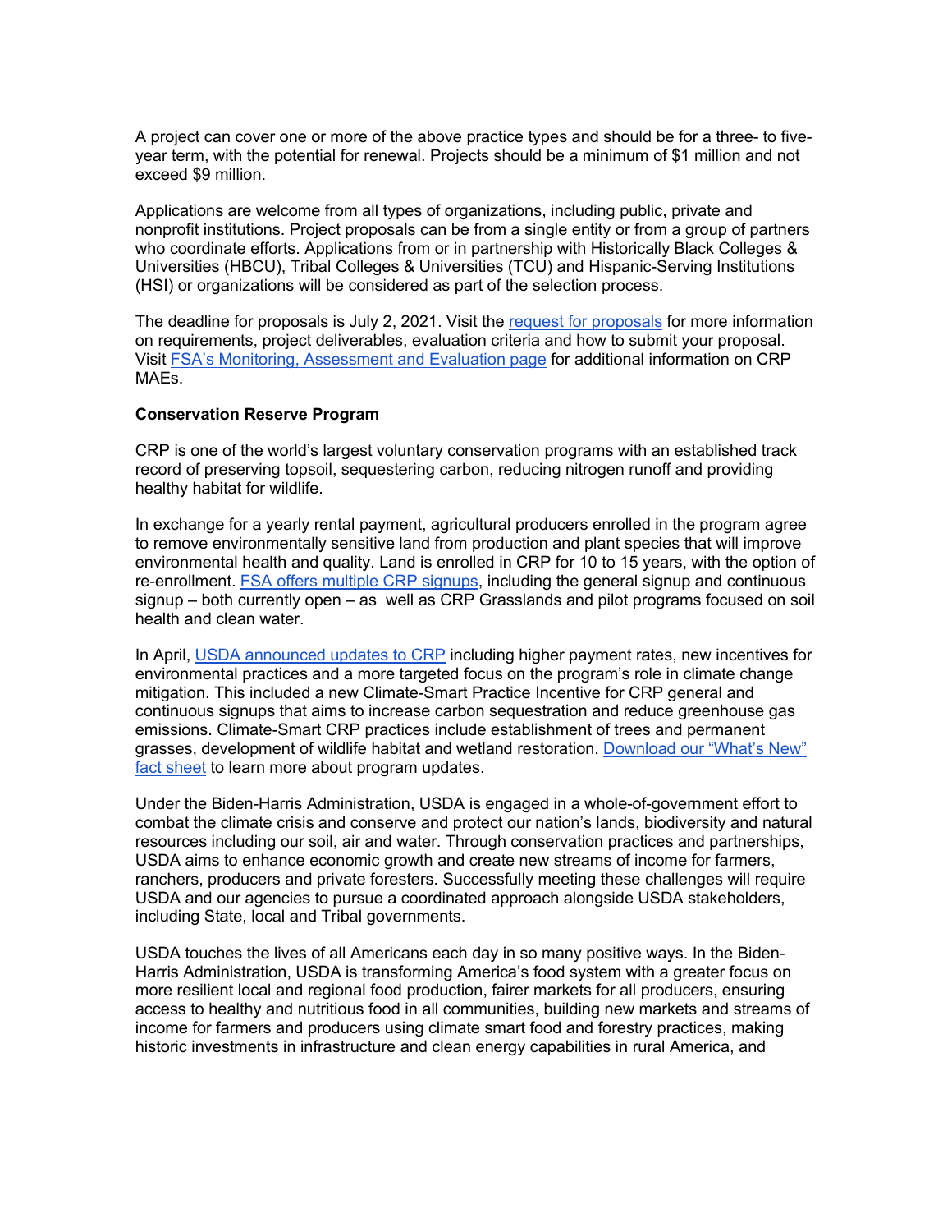A project can cover one or more of the above practice types and should be for a three- to five-year term, with the potential for renewal. Projects should be a minimum of $1 million and not exceed $9 million.

Applications are welcome from all types of organizations, including public, private and nonprofit institutions. Project proposals can be from a single entity or from a group of partners who coordinate efforts. Applications from or in partnership with Historically Black Colleges & Universities (HBCU), Tribal Colleges & Universities (TCU) and Hispanic-Serving Institutions (HSI) or organizations will be considered as part of the selection process.

The deadline for proposals is July 2, 2021. Visit the request for proposals for more information on requirements, project deliverables, evaluation criteria and how to submit your proposal. Visit FSA's Monitoring, Assessment and Evaluation page for additional information on CRP MAEs.

**Conservation Reserve Program**

CRP is one of the world's largest voluntary conservation programs with an established track record of preserving topsoil, sequestering carbon, reducing nitrogen runoff and providing healthy habitat for wildlife.

In exchange for a yearly rental payment, agricultural producers enrolled in the program agree to remove environmentally sensitive land from production and plant species that will improve environmental health and quality. Land is enrolled in CRP for 10 to 15 years, with the option of re-enrollment. FSA offers multiple CRP signups, including the general signup and continuous signup – both currently open – as well as CRP Grasslands and pilot programs focused on soil health and clean water.

In April, USDA announced updates to CRP including higher payment rates, new incentives for environmental practices and a more targeted focus on the program's role in climate change mitigation. This included a new Climate-Smart Practice Incentive for CRP general and continuous signups that aims to increase carbon sequestration and reduce greenhouse gas emissions. Climate-Smart CRP practices include establishment of trees and permanent grasses, development of wildlife habitat and wetland restoration. Download our "What's New" fact sheet to learn more about program updates.

Under the Biden-Harris Administration, USDA is engaged in a whole-of-government effort to combat the climate crisis and conserve and protect our nation's lands, biodiversity and natural resources including our soil, air and water. Through conservation practices and partnerships, USDA aims to enhance economic growth and create new streams of income for farmers, ranchers, producers and private foresters. Successfully meeting these challenges will require USDA and our agencies to pursue a coordinated approach alongside USDA stakeholders, including State, local and Tribal governments.

USDA touches the lives of all Americans each day in so many positive ways. In the Biden-Harris Administration, USDA is transforming America's food system with a greater focus on more resilient local and regional food production, fairer markets for all producers, ensuring access to healthy and nutritious food in all communities, building new markets and streams of income for farmers and producers using climate smart food and forestry practices, making historic investments in infrastructure and clean energy capabilities in rural America, and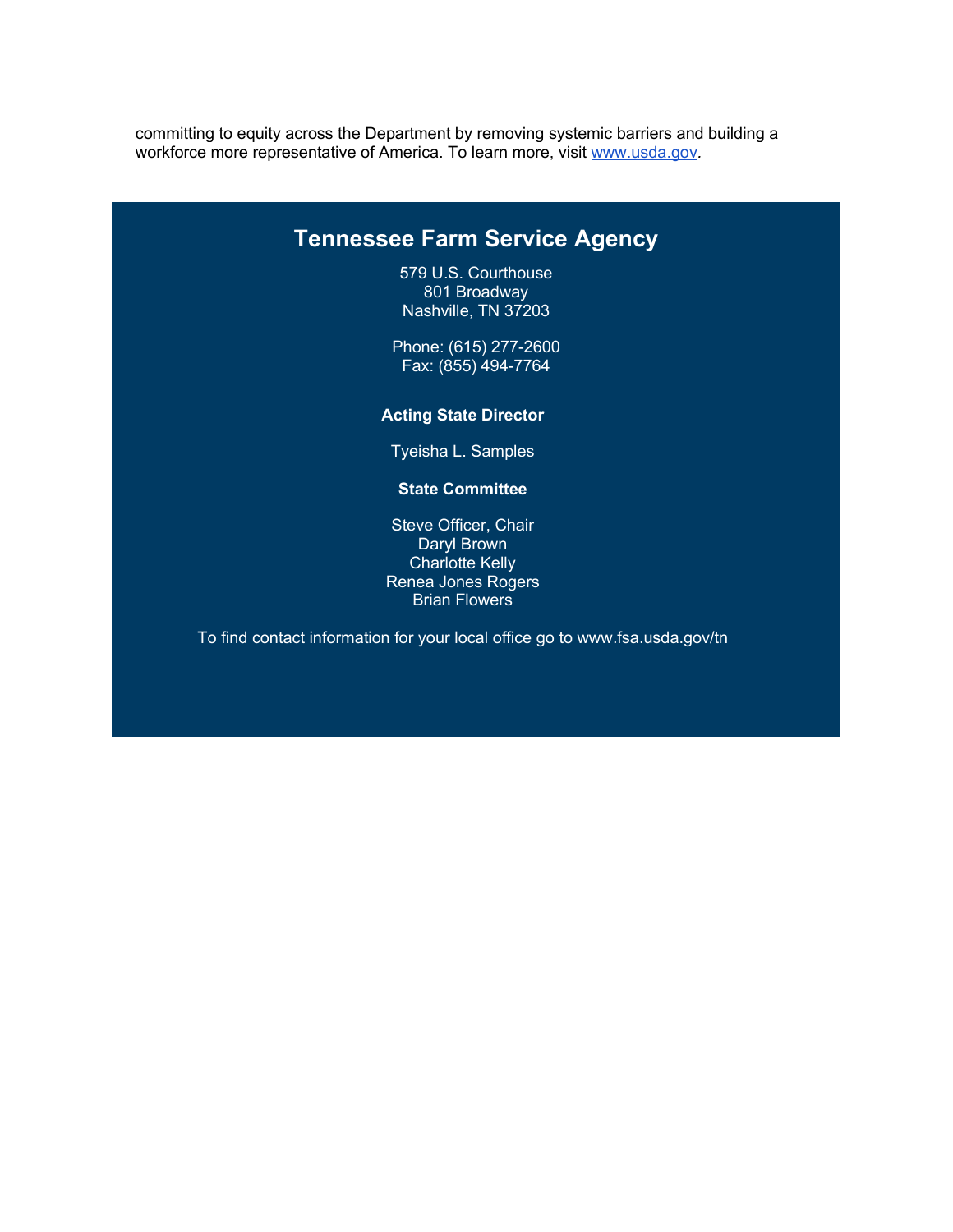committing to equity across the Department by removing systemic barriers and building a workforce more representative of America. To learn more, visit [www.usda.gov](http://www.usda.gov).

## Tennessee Farm Service Agency

579 U.S. Courthouse  
801 Broadway  
Nashville, TN 37203

Phone: (615) 277-2600  
Fax: (855) 494-7764

**Acting State Director**

Tyeisha L. Samples

**State Committee**

Steve Officer, Chair  
Daryl Brown  
Charlotte Kelly  
Renea Jones Rogers  
Brian Flowers

To find contact information for your local office go to www.fsa.usda.gov/tn